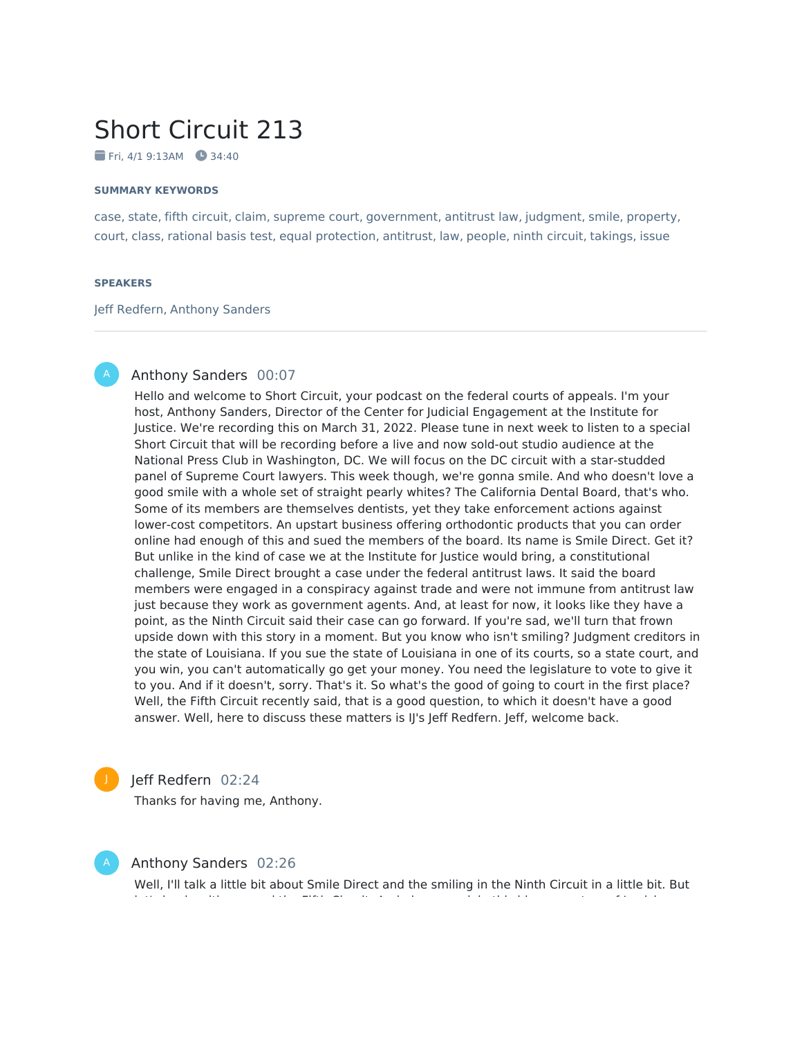# Short Circuit 213

Fri, 4/1 9:13AM 34:40

### SUMMARY KEYWORDS

case, state, fifth circuit, claim, supreme court, government, antitrust law, judgment, smile, property, court, class, rational basis test, equal protection, antitrust, law, people, ninth circuit, takings, issue

### SPEAKERS

Jeff Redfern, Anthony Sanders

---

**Anthony Sanders** 00:07

Hello and welcome to Short Circuit, your podcast on the federal courts of appeals. I'm your host, Anthony Sanders, Director of the Center for Judicial Engagement at the Institute for Justice. We're recording this on March 31, 2022. Please tune in next week to listen to a special Short Circuit that will be recording before a live and now sold-out studio audience at the National Press Club in Washington, DC. We will focus on the DC circuit with a star-studded panel of Supreme Court lawyers. This week though, we're gonna smile. And who doesn't love a good smile with a whole set of straight pearly whites? The California Dental Board, that's who. Some of its members are themselves dentists, yet they take enforcement actions against lower-cost competitors. An upstart business offering orthodontic products that you can order online had enough of this and sued the members of the board. Its name is Smile Direct. Get it? But unlike in the kind of case we at the Institute for Justice would bring, a constitutional challenge, Smile Direct brought a case under the federal antitrust laws. It said the board members were engaged in a conspiracy against trade and were not immune from antitrust law just because they work as government agents. And, at least for now, it looks like they have a point, as the Ninth Circuit said their case can go forward. If you're sad, we'll turn that frown upside down with this story in a moment. But you know who isn't smiling? Judgment creditors in the state of Louisiana. If you sue the state of Louisiana in one of its courts, so a state court, and you win, you can't automatically go get your money. You need the legislature to vote to give it to you. And if it doesn't, sorry. That's it. So what's the good of going to court in the first place? Well, the Fifth Circuit recently said, that is a good question, to which it doesn't have a good answer. Well, here to discuss these matters is IJ's Jeff Redfern. Jeff, welcome back.

**Jeff Redfern** 02:24

Thanks for having me, Anthony.

**Anthony Sanders** 02:26

Well, I'll talk a little bit about Smile Direct and the smiling in the Ninth Circuit in a little bit. But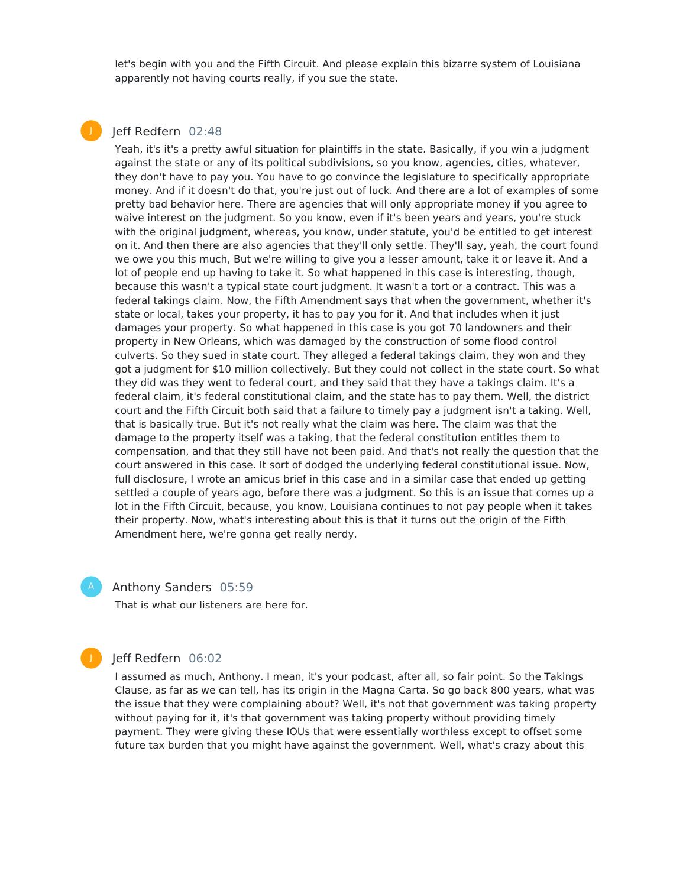let's begin with you and the Fifth Circuit. And please explain this bizarre system of Louisiana apparently not having courts really, if you sue the state.

**Jeff Redfern** 02:48

Yeah, it's it's a pretty awful situation for plaintiffs in the state. Basically, if you win a judgment against the state or any of its political subdivisions, so you know, agencies, cities, whatever, they don't have to pay you. You have to go convince the legislature to specifically appropriate money. And if it doesn't do that, you're just out of luck. And there are a lot of examples of some pretty bad behavior here. There are agencies that will only appropriate money if you agree to waive interest on the judgment. So you know, even if it's been years and years, you're stuck with the original judgment, whereas, you know, under statute, you'd be entitled to get interest on it. And then there are also agencies that they'll only settle. They'll say, yeah, the court found we owe you this much, But we're willing to give you a lesser amount, take it or leave it. And a lot of people end up having to take it. So what happened in this case is interesting, though, because this wasn't a typical state court judgment. It wasn't a tort or a contract. This was a federal takings claim. Now, the Fifth Amendment says that when the government, whether it's state or local, takes your property, it has to pay you for it. And that includes when it just damages your property. So what happened in this case is you got 70 landowners and their property in New Orleans, which was damaged by the construction of some flood control culverts. So they sued in state court. They alleged a federal takings claim, they won and they got a judgment for $10 million collectively. But they could not collect in the state court. So what they did was they went to federal court, and they said that they have a takings claim. It's a federal claim, it's federal constitutional claim, and the state has to pay them. Well, the district court and the Fifth Circuit both said that a failure to timely pay a judgment isn't a taking. Well, that is basically true. But it's not really what the claim was here. The claim was that the damage to the property itself was a taking, that the federal constitution entitles them to compensation, and that they still have not been paid. And that's not really the question that the court answered in this case. It sort of dodged the underlying federal constitutional issue. Now, full disclosure, I wrote an amicus brief in this case and in a similar case that ended up getting settled a couple of years ago, before there was a judgment. So this is an issue that comes up a lot in the Fifth Circuit, because, you know, Louisiana continues to not pay people when it takes their property. Now, what's interesting about this is that it turns out the origin of the Fifth Amendment here, we're gonna get really nerdy.

**Anthony Sanders** 05:59

That is what our listeners are here for.

**Jeff Redfern** 06:02

I assumed as much, Anthony. I mean, it's your podcast, after all, so fair point. So the Takings Clause, as far as we can tell, has its origin in the Magna Carta. So go back 800 years, what was the issue that they were complaining about? Well, it's not that government was taking property without paying for it, it's that government was taking property without providing timely payment. They were giving these IOUs that were essentially worthless except to offset some future tax burden that you might have against the government. Well, what's crazy about this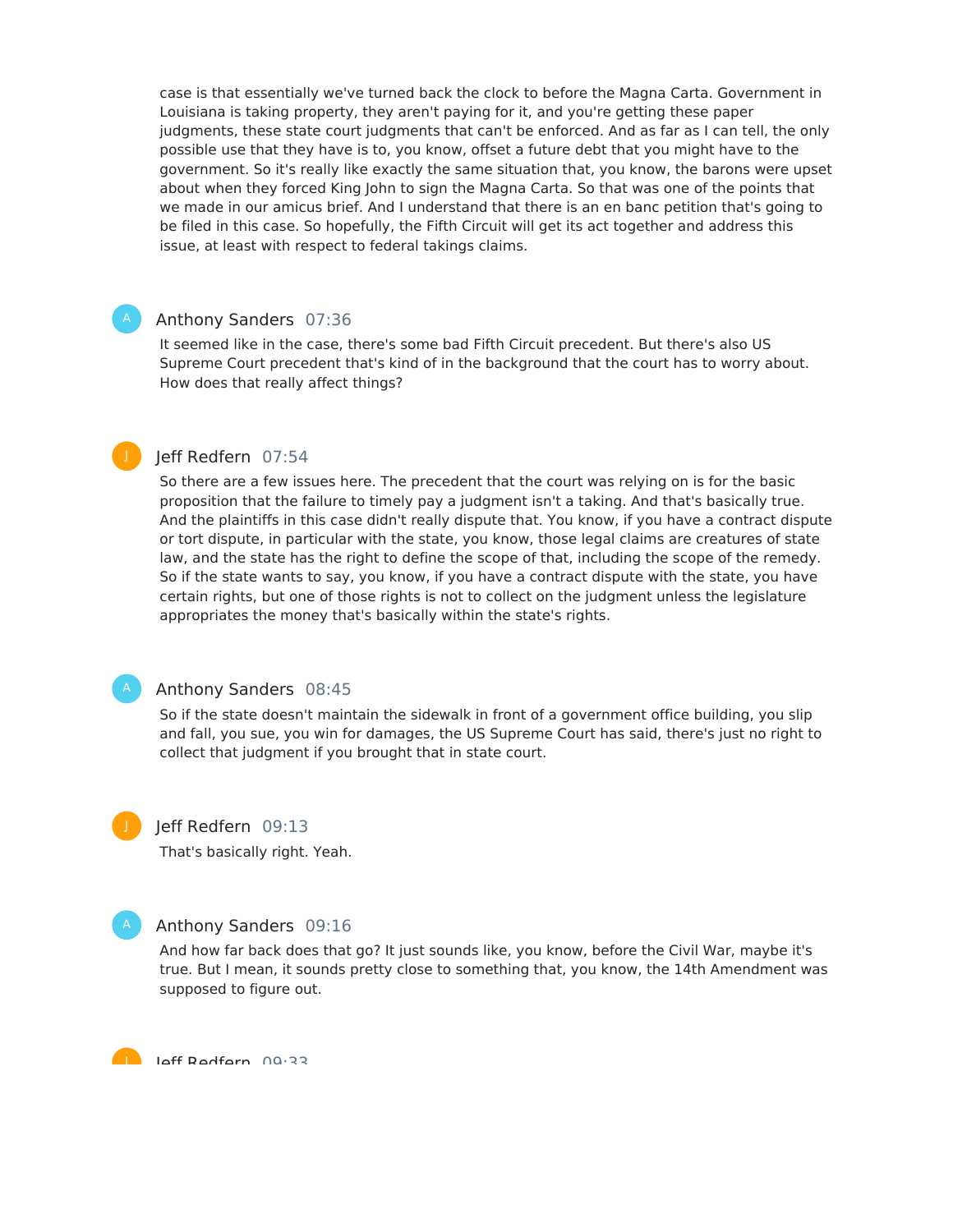case is that essentially we've turned back the clock to before the Magna Carta. Government in Louisiana is taking property, they aren't paying for it, and you're getting these paper judgments, these state court judgments that can't be enforced. And as far as I can tell, the only possible use that they have is to, you know, offset a future debt that you might have to the government. So it's really like exactly the same situation that, you know, the barons were upset about when they forced King John to sign the Magna Carta. So that was one of the points that we made in our amicus brief. And I understand that there is an en banc petition that's going to be filed in this case. So hopefully, the Fifth Circuit will get its act together and address this issue, at least with respect to federal takings claims.

**Anthony Sanders** 07:36

It seemed like in the case, there's some bad Fifth Circuit precedent. But there's also US Supreme Court precedent that's kind of in the background that the court has to worry about. How does that really affect things?

**Jeff Redfern** 07:54

So there are a few issues here. The precedent that the court was relying on is for the basic proposition that the failure to timely pay a judgment isn't a taking. And that's basically true. And the plaintiffs in this case didn't really dispute that. You know, if you have a contract dispute or tort dispute, in particular with the state, you know, those legal claims are creatures of state law, and the state has the right to define the scope of that, including the scope of the remedy. So if the state wants to say, you know, if you have a contract dispute with the state, you have certain rights, but one of those rights is not to collect on the judgment unless the legislature appropriates the money that's basically within the state's rights.

**Anthony Sanders** 08:45

So if the state doesn't maintain the sidewalk in front of a government office building, you slip and fall, you sue, you win for damages, the US Supreme Court has said, there's just no right to collect that judgment if you brought that in state court.

**Jeff Redfern** 09:13

That's basically right. Yeah.

**Anthony Sanders** 09:16

And how far back does that go? It just sounds like, you know, before the Civil War, maybe it's true. But I mean, it sounds pretty close to something that, you know, the 14th Amendment was supposed to figure out.

**Jeff Redfern** 09:33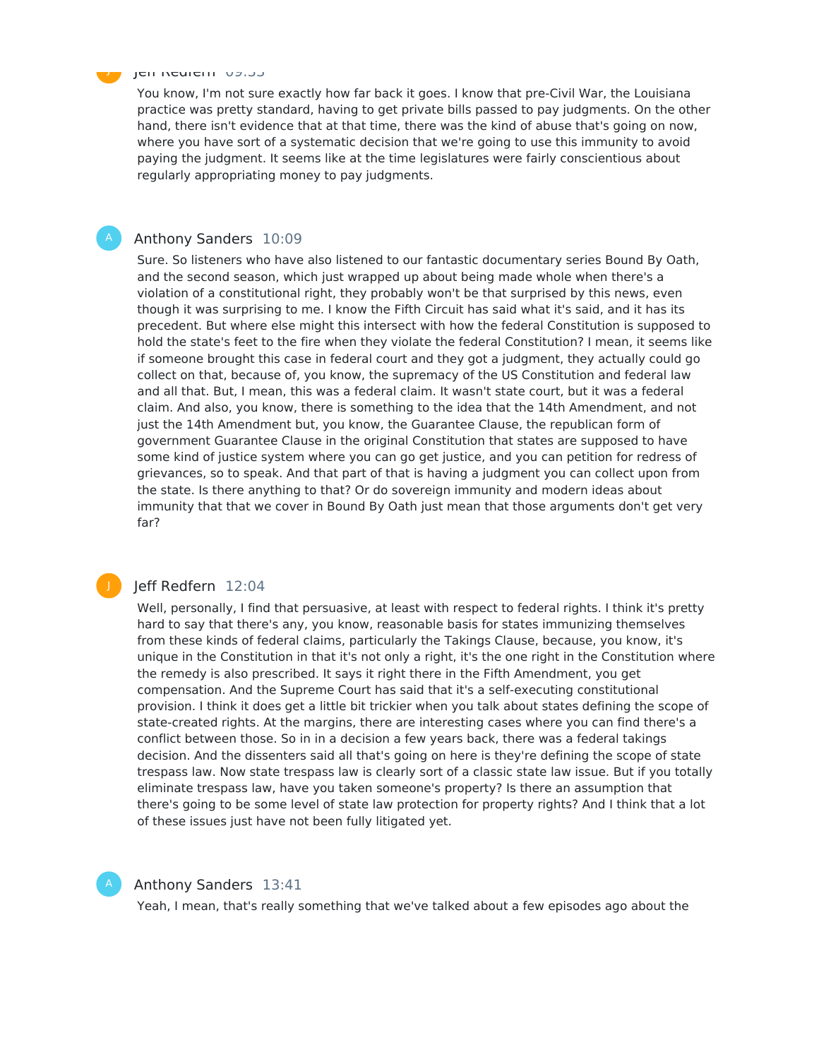Jeff Redfern 09:55

You know, I'm not sure exactly how far back it goes. I know that pre-Civil War, the Louisiana practice was pretty standard, having to get private bills passed to pay judgments. On the other hand, there isn't evidence that at that time, there was the kind of abuse that's going on now, where you have sort of a systematic decision that we're going to use this immunity to avoid paying the judgment. It seems like at the time legislatures were fairly conscientious about regularly appropriating money to pay judgments.

Anthony Sanders 10:09

Sure. So listeners who have also listened to our fantastic documentary series Bound By Oath, and the second season, which just wrapped up about being made whole when there's a violation of a constitutional right, they probably won't be that surprised by this news, even though it was surprising to me. I know the Fifth Circuit has said what it's said, and it has its precedent. But where else might this intersect with how the federal Constitution is supposed to hold the state's feet to the fire when they violate the federal Constitution? I mean, it seems like if someone brought this case in federal court and they got a judgment, they actually could go collect on that, because of, you know, the supremacy of the US Constitution and federal law and all that. But, I mean, this was a federal claim. It wasn't state court, but it was a federal claim. And also, you know, there is something to the idea that the 14th Amendment, and not just the 14th Amendment but, you know, the Guarantee Clause, the republican form of government Guarantee Clause in the original Constitution that states are supposed to have some kind of justice system where you can go get justice, and you can petition for redress of grievances, so to speak. And that part of that is having a judgment you can collect upon from the state. Is there anything to that? Or do sovereign immunity and modern ideas about immunity that that we cover in Bound By Oath just mean that those arguments don't get very far?

Jeff Redfern 12:04

Well, personally, I find that persuasive, at least with respect to federal rights. I think it's pretty hard to say that there's any, you know, reasonable basis for states immunizing themselves from these kinds of federal claims, particularly the Takings Clause, because, you know, it's unique in the Constitution in that it's not only a right, it's the one right in the Constitution where the remedy is also prescribed. It says it right there in the Fifth Amendment, you get compensation. And the Supreme Court has said that it's a self-executing constitutional provision. I think it does get a little bit trickier when you talk about states defining the scope of state-created rights. At the margins, there are interesting cases where you can find there's a conflict between those. So in in a decision a few years back, there was a federal takings decision. And the dissenters said all that's going on here is they're defining the scope of state trespass law. Now state trespass law is clearly sort of a classic state law issue. But if you totally eliminate trespass law, have you taken someone's property? Is there an assumption that there's going to be some level of state law protection for property rights? And I think that a lot of these issues just have not been fully litigated yet.

Anthony Sanders 13:41

Yeah, I mean, that's really something that we've talked about a few episodes ago about the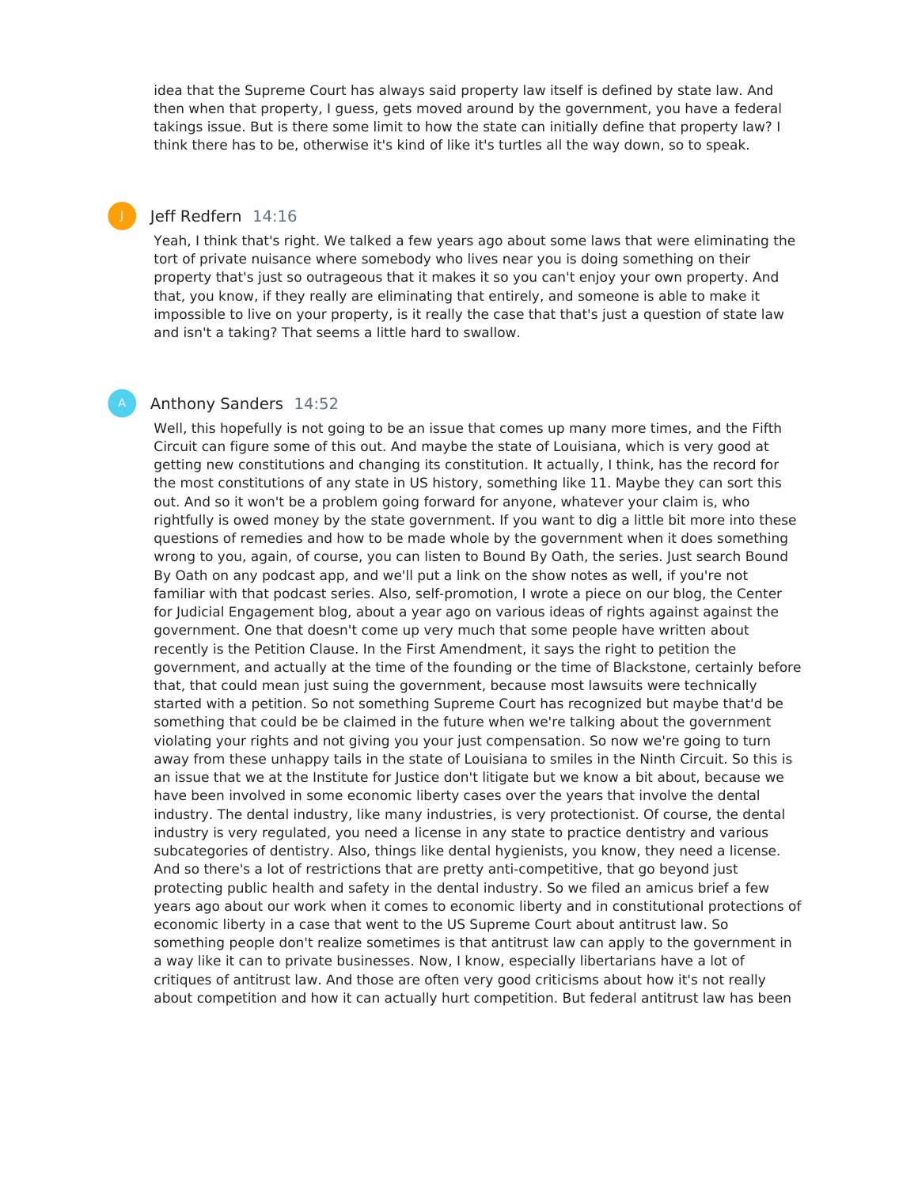idea that the Supreme Court has always said property law itself is defined by state law. And then when that property, I guess, gets moved around by the government, you have a federal takings issue. But is there some limit to how the state can initially define that property law? I think there has to be, otherwise it's kind of like it's turtles all the way down, so to speak.

**Jeff Redfern** 14:16

Yeah, I think that's right. We talked a few years ago about some laws that were eliminating the tort of private nuisance where somebody who lives near you is doing something on their property that's just so outrageous that it makes it so you can't enjoy your own property. And that, you know, if they really are eliminating that entirely, and someone is able to make it impossible to live on your property, is it really the case that that's just a question of state law and isn't a taking? That seems a little hard to swallow.

**Anthony Sanders** 14:52

Well, this hopefully is not going to be an issue that comes up many more times, and the Fifth Circuit can figure some of this out. And maybe the state of Louisiana, which is very good at getting new constitutions and changing its constitution. It actually, I think, has the record for the most constitutions of any state in US history, something like 11. Maybe they can sort this out. And so it won't be a problem going forward for anyone, whatever your claim is, who rightfully is owed money by the state government. If you want to dig a little bit more into these questions of remedies and how to be made whole by the government when it does something wrong to you, again, of course, you can listen to Bound By Oath, the series. Just search Bound By Oath on any podcast app, and we'll put a link on the show notes as well, if you're not familiar with that podcast series. Also, self-promotion, I wrote a piece on our blog, the Center for Judicial Engagement blog, about a year ago on various ideas of rights against against the government. One that doesn't come up very much that some people have written about recently is the Petition Clause. In the First Amendment, it says the right to petition the government, and actually at the time of the founding or the time of Blackstone, certainly before that, that could mean just suing the government, because most lawsuits were technically started with a petition. So not something Supreme Court has recognized but maybe that'd be something that could be be claimed in the future when we're talking about the government violating your rights and not giving you your just compensation. So now we're going to turn away from these unhappy tails in the state of Louisiana to smiles in the Ninth Circuit. So this is an issue that we at the Institute for Justice don't litigate but we know a bit about, because we have been involved in some economic liberty cases over the years that involve the dental industry. The dental industry, like many industries, is very protectionist. Of course, the dental industry is very regulated, you need a license in any state to practice dentistry and various subcategories of dentistry. Also, things like dental hygienists, you know, they need a license. And so there's a lot of restrictions that are pretty anti-competitive, that go beyond just protecting public health and safety in the dental industry. So we filed an amicus brief a few years ago about our work when it comes to economic liberty and in constitutional protections of economic liberty in a case that went to the US Supreme Court about antitrust law. So something people don't realize sometimes is that antitrust law can apply to the government in a way like it can to private businesses. Now, I know, especially libertarians have a lot of critiques of antitrust law. And those are often very good criticisms about how it's not really about competition and how it can actually hurt competition. But federal antitrust law has been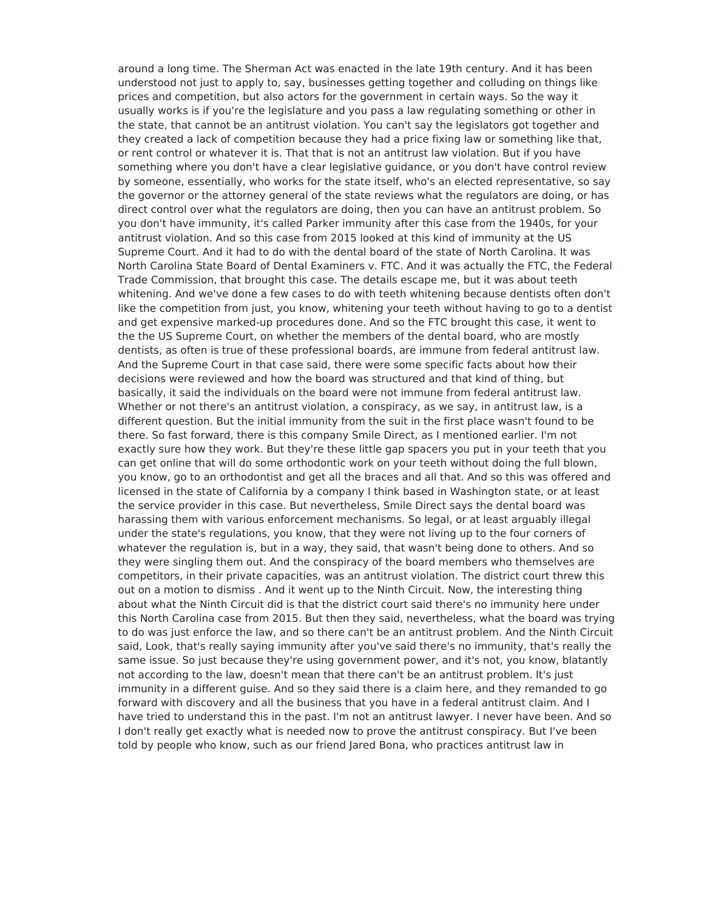around a long time. The Sherman Act was enacted in the late 19th century. And it has been understood not just to apply to, say, businesses getting together and colluding on things like prices and competition, but also actors for the government in certain ways. So the way it usually works is if you're the legislature and you pass a law regulating something or other in the state, that cannot be an antitrust violation. You can't say the legislators got together and they created a lack of competition because they had a price fixing law or something like that, or rent control or whatever it is. That that is not an antitrust law violation. But if you have something where you don't have a clear legislative guidance, or you don't have control review by someone, essentially, who works for the state itself, who's an elected representative, so say the governor or the attorney general of the state reviews what the regulators are doing, or has direct control over what the regulators are doing, then you can have an antitrust problem. So you don't have immunity, it's called Parker immunity after this case from the 1940s, for your antitrust violation. And so this case from 2015 looked at this kind of immunity at the US Supreme Court. And it had to do with the dental board of the state of North Carolina. It was North Carolina State Board of Dental Examiners v. FTC. And it was actually the FTC, the Federal Trade Commission, that brought this case. The details escape me, but it was about teeth whitening. And we've done a few cases to do with teeth whitening because dentists often don't like the competition from just, you know, whitening your teeth without having to go to a dentist and get expensive marked-up procedures done. And so the FTC brought this case, it went to the the US Supreme Court, on whether the members of the dental board, who are mostly dentists, as often is true of these professional boards, are immune from federal antitrust law. And the Supreme Court in that case said, there were some specific facts about how their decisions were reviewed and how the board was structured and that kind of thing, but basically, it said the individuals on the board were not immune from federal antitrust law. Whether or not there's an antitrust violation, a conspiracy, as we say, in antitrust law, is a different question. But the initial immunity from the suit in the first place wasn't found to be there. So fast forward, there is this company Smile Direct, as I mentioned earlier. I'm not exactly sure how they work. But they're these little gap spacers you put in your teeth that you can get online that will do some orthodontic work on your teeth without doing the full blown, you know, go to an orthodontist and get all the braces and all that. And so this was offered and licensed in the state of California by a company I think based in Washington state, or at least the service provider in this case. But nevertheless, Smile Direct says the dental board was harassing them with various enforcement mechanisms. So legal, or at least arguably illegal under the state's regulations, you know, that they were not living up to the four corners of whatever the regulation is, but in a way, they said, that wasn't being done to others. And so they were singling them out. And the conspiracy of the board members who themselves are competitors, in their private capacities, was an antitrust violation. The district court threw this out on a motion to dismiss . And it went up to the Ninth Circuit. Now, the interesting thing about what the Ninth Circuit did is that the district court said there's no immunity here under this North Carolina case from 2015. But then they said, nevertheless, what the board was trying to do was just enforce the law, and so there can't be an antitrust problem. And the Ninth Circuit said, Look, that's really saying immunity after you've said there's no immunity, that's really the same issue. So just because they're using government power, and it's not, you know, blatantly not according to the law, doesn't mean that there can't be an antitrust problem. It's just immunity in a different guise. And so they said there is a claim here, and they remanded to go forward with discovery and all the business that you have in a federal antitrust claim. And I have tried to understand this in the past. I'm not an antitrust lawyer. I never have been. And so I don't really get exactly what is needed now to prove the antitrust conspiracy. But I've been told by people who know, such as our friend Jared Bona, who practices antitrust law in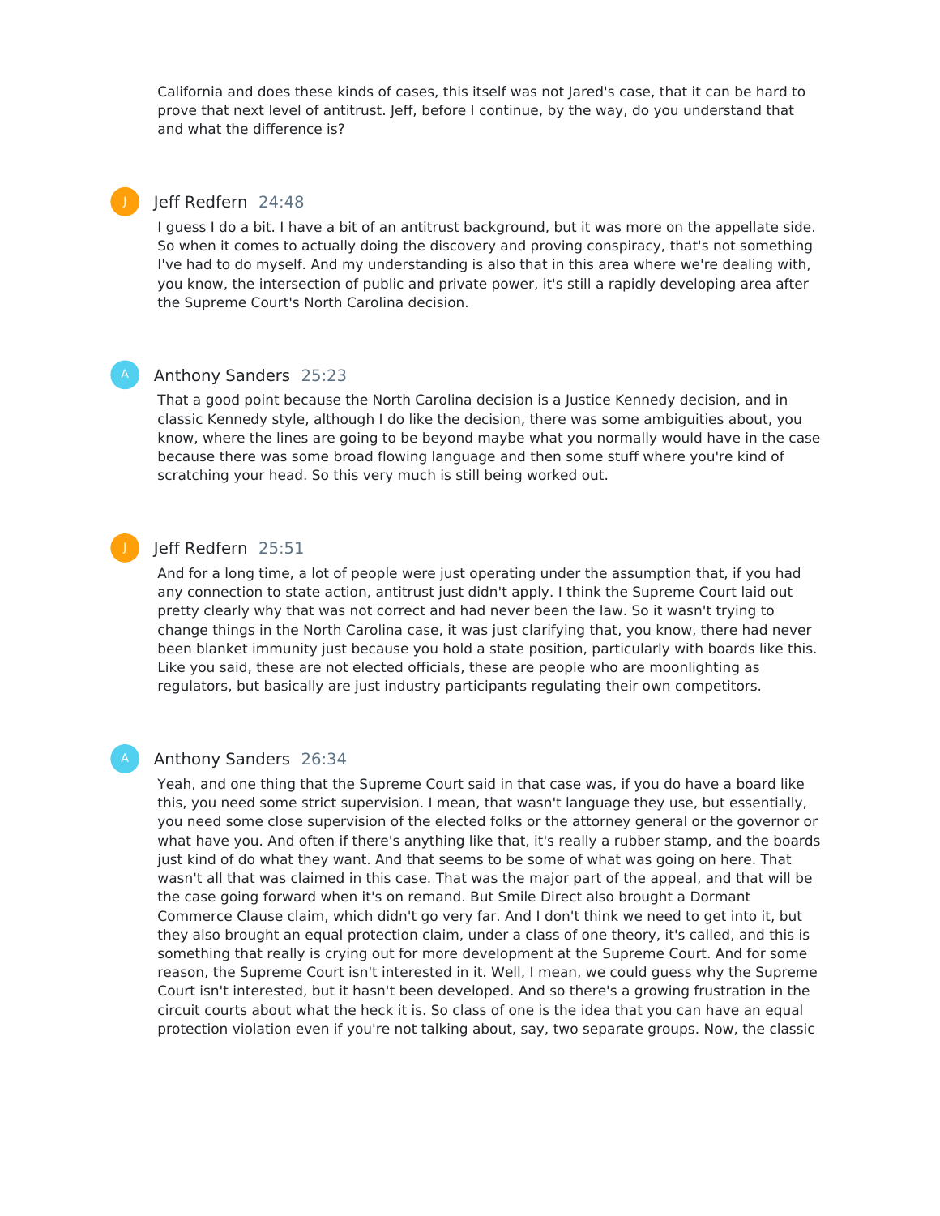California and does these kinds of cases, this itself was not Jared's case, that it can be hard to prove that next level of antitrust. Jeff, before I continue, by the way, do you understand that and what the difference is?

**Jeff Redfern** 24:48

I guess I do a bit. I have a bit of an antitrust background, but it was more on the appellate side. So when it comes to actually doing the discovery and proving conspiracy, that's not something I've had to do myself. And my understanding is also that in this area where we're dealing with, you know, the intersection of public and private power, it's still a rapidly developing area after the Supreme Court's North Carolina decision.

**Anthony Sanders** 25:23

That a good point because the North Carolina decision is a Justice Kennedy decision, and in classic Kennedy style, although I do like the decision, there was some ambiguities about, you know, where the lines are going to be beyond maybe what you normally would have in the case because there was some broad flowing language and then some stuff where you're kind of scratching your head. So this very much is still being worked out.

**Jeff Redfern** 25:51

And for a long time, a lot of people were just operating under the assumption that, if you had any connection to state action, antitrust just didn't apply. I think the Supreme Court laid out pretty clearly why that was not correct and had never been the law. So it wasn't trying to change things in the North Carolina case, it was just clarifying that, you know, there had never been blanket immunity just because you hold a state position, particularly with boards like this. Like you said, these are not elected officials, these are people who are moonlighting as regulators, but basically are just industry participants regulating their own competitors.

**Anthony Sanders** 26:34

Yeah, and one thing that the Supreme Court said in that case was, if you do have a board like this, you need some strict supervision. I mean, that wasn't language they use, but essentially, you need some close supervision of the elected folks or the attorney general or the governor or what have you. And often if there's anything like that, it's really a rubber stamp, and the boards just kind of do what they want. And that seems to be some of what was going on here. That wasn't all that was claimed in this case. That was the major part of the appeal, and that will be the case going forward when it's on remand. But Smile Direct also brought a Dormant Commerce Clause claim, which didn't go very far. And I don't think we need to get into it, but they also brought an equal protection claim, under a class of one theory, it's called, and this is something that really is crying out for more development at the Supreme Court. And for some reason, the Supreme Court isn't interested in it. Well, I mean, we could guess why the Supreme Court isn't interested, but it hasn't been developed. And so there's a growing frustration in the circuit courts about what the heck it is. So class of one is the idea that you can have an equal protection violation even if you're not talking about, say, two separate groups. Now, the classic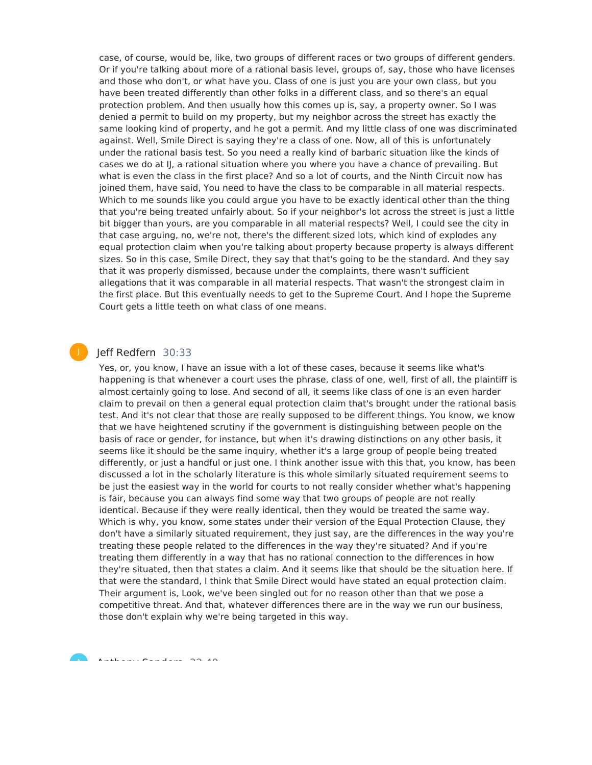case, of course, would be, like, two groups of different races or two groups of different genders. Or if you're talking about more of a rational basis level, groups of, say, those who have licenses and those who don't, or what have you. Class of one is just you are your own class, but you have been treated differently than other folks in a different class, and so there's an equal protection problem. And then usually how this comes up is, say, a property owner. So I was denied a permit to build on my property, but my neighbor across the street has exactly the same looking kind of property, and he got a permit. And my little class of one was discriminated against. Well, Smile Direct is saying they're a class of one. Now, all of this is unfortunately under the rational basis test. So you need a really kind of barbaric situation like the kinds of cases we do at IJ, a rational situation where you where you have a chance of prevailing. But what is even the class in the first place? And so a lot of courts, and the Ninth Circuit now has joined them, have said, You need to have the class to be comparable in all material respects. Which to me sounds like you could argue you have to be exactly identical other than the thing that you're being treated unfairly about. So if your neighbor's lot across the street is just a little bit bigger than yours, are you comparable in all material respects? Well, I could see the city in that case arguing, no, we're not, there's the different sized lots, which kind of explodes any equal protection claim when you're talking about property because property is always different sizes. So in this case, Smile Direct, they say that that's going to be the standard. And they say that it was properly dismissed, because under the complaints, there wasn't sufficient allegations that it was comparable in all material respects. That wasn't the strongest claim in the first place. But this eventually needs to get to the Supreme Court. And I hope the Supreme Court gets a little teeth on what class of one means.

**Jeff Redfern** 30:33

Yes, or, you know, I have an issue with a lot of these cases, because it seems like what's happening is that whenever a court uses the phrase, class of one, well, first of all, the plaintiff is almost certainly going to lose. And second of all, it seems like class of one is an even harder claim to prevail on then a general equal protection claim that's brought under the rational basis test. And it's not clear that those are really supposed to be different things. You know, we know that we have heightened scrutiny if the government is distinguishing between people on the basis of race or gender, for instance, but when it's drawing distinctions on any other basis, it seems like it should be the same inquiry, whether it's a large group of people being treated differently, or just a handful or just one. I think another issue with this that, you know, has been discussed a lot in the scholarly literature is this whole similarly situated requirement seems to be just the easiest way in the world for courts to not really consider whether what's happening is fair, because you can always find some way that two groups of people are not really identical. Because if they were really identical, then they would be treated the same way. Which is why, you know, some states under their version of the Equal Protection Clause, they don't have a similarly situated requirement, they just say, are the differences in the way you're treating these people related to the differences in the way they're situated? And if you're treating them differently in a way that has no rational connection to the differences in how they're situated, then that states a claim. And it seems like that should be the situation here. If that were the standard, I think that Smile Direct would have stated an equal protection claim. Their argument is, Look, we've been singled out for no reason other than that we pose a competitive threat. And that, whatever differences there are in the way we run our business, those don't explain why we're being targeted in this way.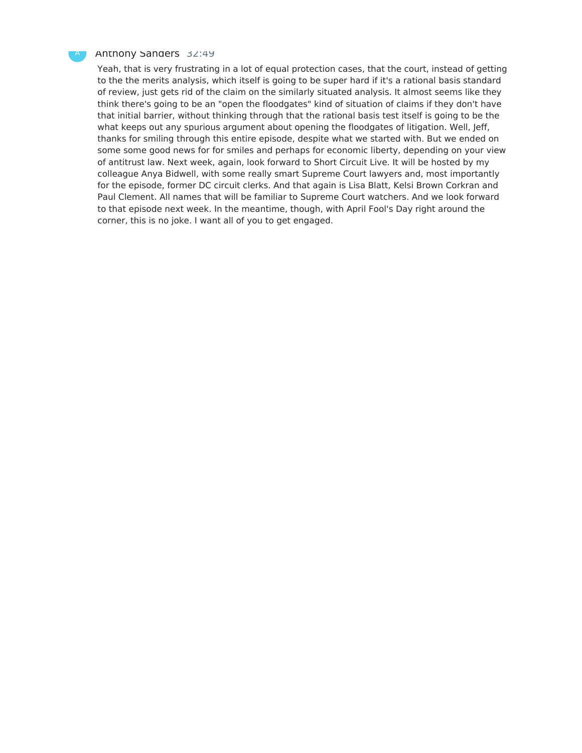Anthony Sanders 32:49

Yeah, that is very frustrating in a lot of equal protection cases, that the court, instead of getting to the the merits analysis, which itself is going to be super hard if it's a rational basis standard of review, just gets rid of the claim on the similarly situated analysis. It almost seems like they think there's going to be an "open the floodgates" kind of situation of claims if they don't have that initial barrier, without thinking through that the rational basis test itself is going to be the what keeps out any spurious argument about opening the floodgates of litigation. Well, Jeff, thanks for smiling through this entire episode, despite what we started with. But we ended on some some good news for for smiles and perhaps for economic liberty, depending on your view of antitrust law. Next week, again, look forward to Short Circuit Live. It will be hosted by my colleague Anya Bidwell, with some really smart Supreme Court lawyers and, most importantly for the episode, former DC circuit clerks. And that again is Lisa Blatt, Kelsi Brown Corkran and Paul Clement. All names that will be familiar to Supreme Court watchers. And we look forward to that episode next week. In the meantime, though, with April Fool's Day right around the corner, this is no joke. I want all of you to get engaged.